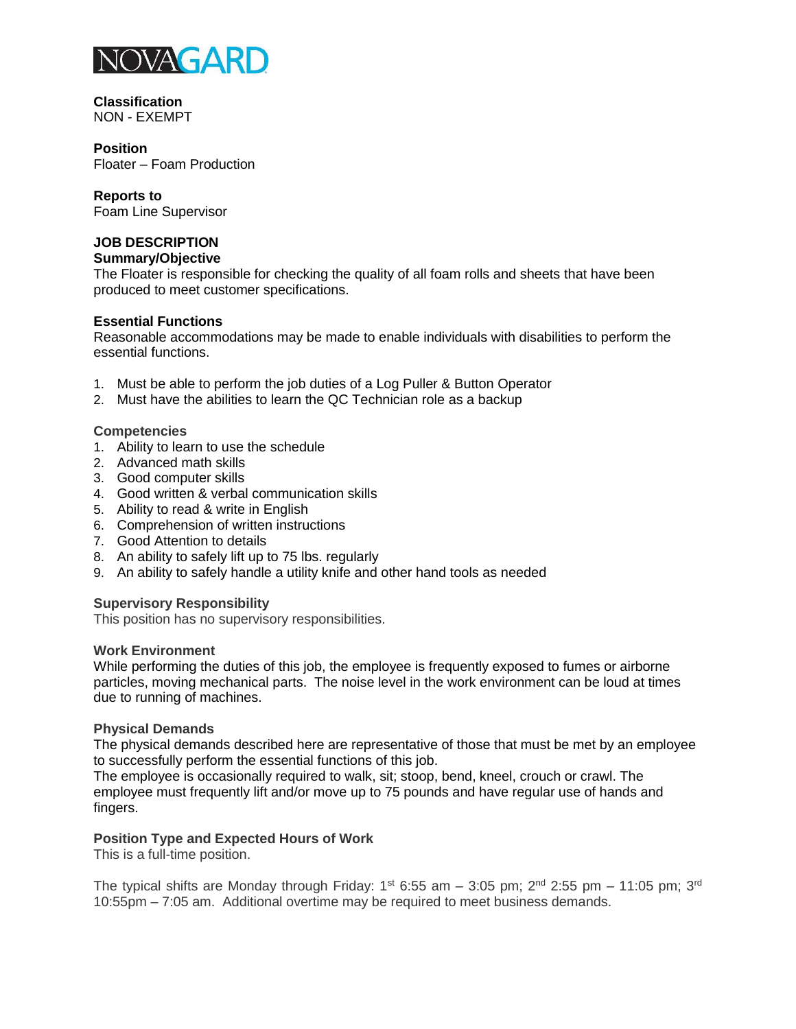NOVAGARD

**Classification**
NON - EXEMPT

**Position**
Floater – Foam Production

**Reports to**
Foam Line Supervisor

## JOB DESCRIPTION

**Summary/Objective**

The Floater is responsible for checking the quality of all foam rolls and sheets that have been produced to meet customer specifications.

**Essential Functions**

Reasonable accommodations may be made to enable individuals with disabilities to perform the essential functions.

1. Must be able to perform the job duties of a Log Puller & Button Operator
2. Must have the abilities to learn the QC Technician role as a backup

**Competencies**

1. Ability to learn to use the schedule
2. Advanced math skills
3. Good computer skills
4. Good written & verbal communication skills
5. Ability to read & write in English
6. Comprehension of written instructions
7. Good Attention to details
8. An ability to safely lift up to 75 lbs. regularly
9. An ability to safely handle a utility knife and other hand tools as needed

**Supervisory Responsibility**

This position has no supervisory responsibilities.

**Work Environment**

While performing the duties of this job, the employee is frequently exposed to fumes or airborne particles, moving mechanical parts. The noise level in the work environment can be loud at times due to running of machines.

**Physical Demands**

The physical demands described here are representative of those that must be met by an employee to successfully perform the essential functions of this job.
The employee is occasionally required to walk, sit; stoop, bend, kneel, crouch or crawl. The employee must frequently lift and/or move up to 75 pounds and have regular use of hands and fingers.

**Position Type and Expected Hours of Work**

This is a full-time position.

The typical shifts are Monday through Friday: 1st 6:55 am – 3:05 pm; 2nd 2:55 pm – 11:05 pm; 3rd 10:55pm – 7:05 am. Additional overtime may be required to meet business demands.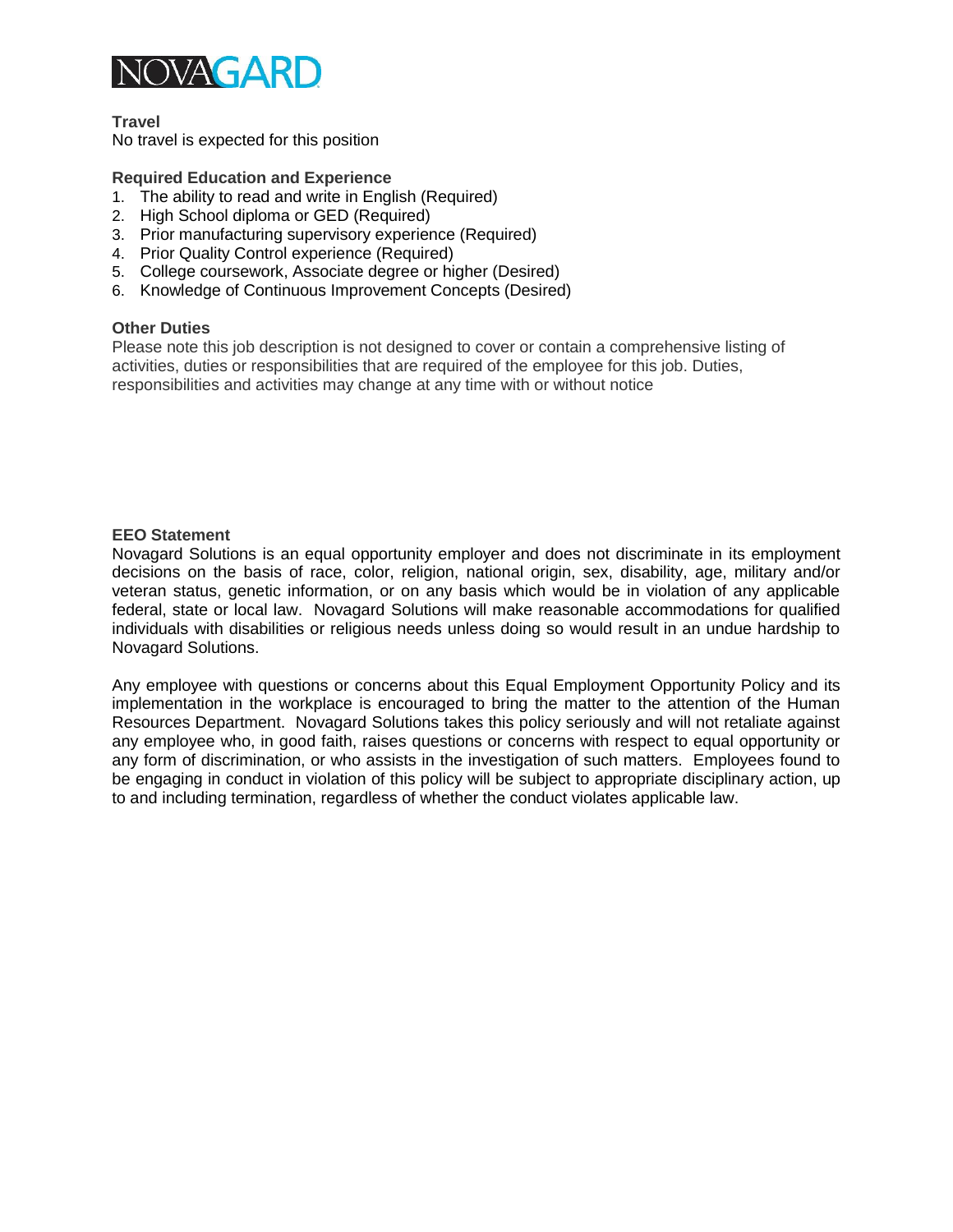NOVAGARD

### Travel

No travel is expected for this position

### Required Education and Experience

1. The ability to read and write in English (Required)
2. High School diploma or GED (Required)
3. Prior manufacturing supervisory experience (Required)
4. Prior Quality Control experience (Required)
5. College coursework, Associate degree or higher (Desired)
6. Knowledge of Continuous Improvement Concepts (Desired)

### Other Duties

Please note this job description is not designed to cover or contain a comprehensive listing of activities, duties or responsibilities that are required of the employee for this job. Duties, responsibilities and activities may change at any time with or without notice

### EEO Statement

Novagard Solutions is an equal opportunity employer and does not discriminate in its employment decisions on the basis of race, color, religion, national origin, sex, disability, age, military and/or veteran status, genetic information, or on any basis which would be in violation of any applicable federal, state or local law. Novagard Solutions will make reasonable accommodations for qualified individuals with disabilities or religious needs unless doing so would result in an undue hardship to Novagard Solutions.

Any employee with questions or concerns about this Equal Employment Opportunity Policy and its implementation in the workplace is encouraged to bring the matter to the attention of the Human Resources Department. Novagard Solutions takes this policy seriously and will not retaliate against any employee who, in good faith, raises questions or concerns with respect to equal opportunity or any form of discrimination, or who assists in the investigation of such matters. Employees found to be engaging in conduct in violation of this policy will be subject to appropriate disciplinary action, up to and including termination, regardless of whether the conduct violates applicable law.